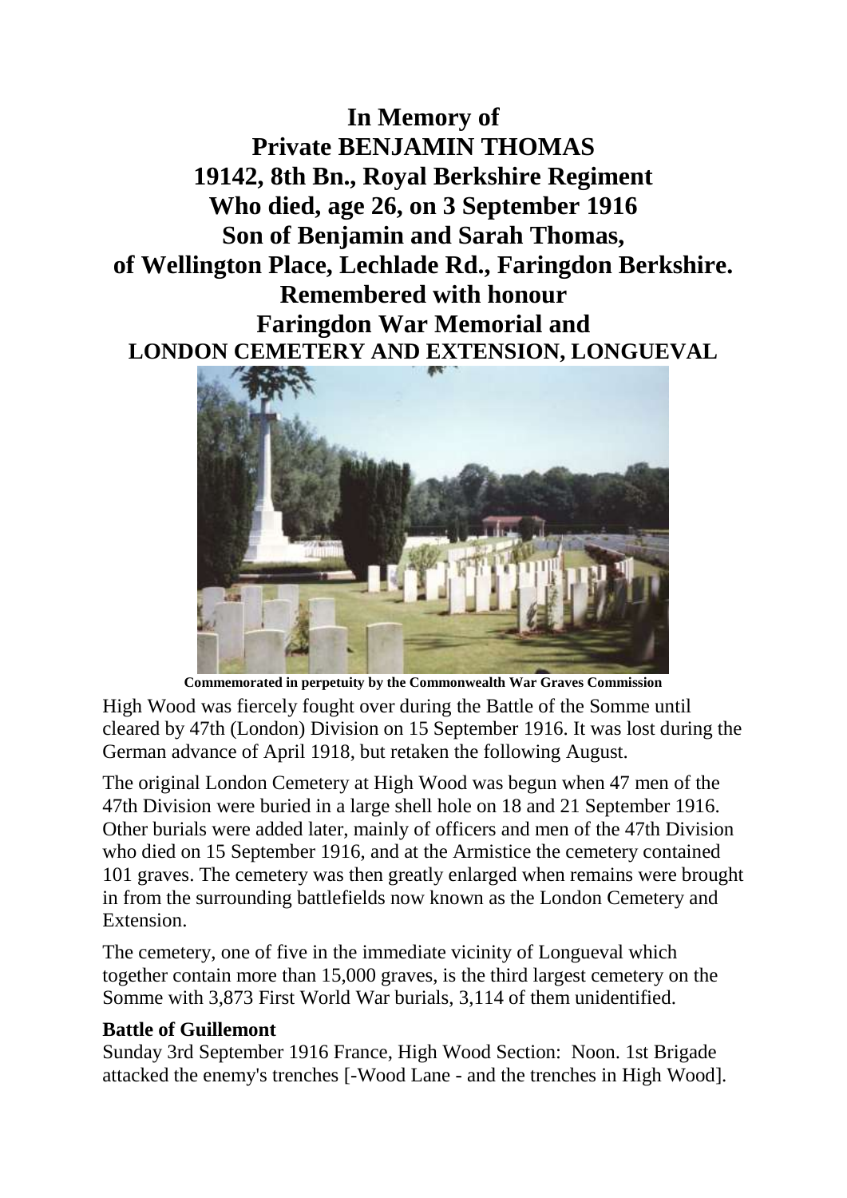# In Memory of
# Private BENJAMIN THOMAS
# 19142, 8th Bn., Royal Berkshire Regiment
# Who died, age 26, on 3 September 1916
# Son of Benjamin and Sarah Thomas,
# of Wellington Place, Lechlade Rd., Faringdon Berkshire.
# Remembered with honour
# Faringdon War Memorial and
## LONDON CEMETERY AND EXTENSION, LONGUEVAL

**Commemorated in perpetuity by the Commonwealth War Graves Commission**

High Wood was fiercely fought over during the Battle of the Somme until cleared by 47th (London) Division on 15 September 1916. It was lost during the German advance of April 1918, but retaken the following August.

The original London Cemetery at High Wood was begun when 47 men of the 47th Division were buried in a large shell hole on 18 and 21 September 1916. Other burials were added later, mainly of officers and men of the 47th Division who died on 15 September 1916, and at the Armistice the cemetery contained 101 graves. The cemetery was then greatly enlarged when remains were brought in from the surrounding battlefields now known as the London Cemetery and Extension.

The cemetery, one of five in the immediate vicinity of Longueval which together contain more than 15,000 graves, is the third largest cemetery on the Somme with 3,873 First World War burials, 3,114 of them unidentified.

**Battle of Guillemont**

Sunday 3rd September 1916 France, High Wood Section: Noon. 1st Brigade attacked the enemy's trenches [-Wood Lane - and the trenches in High Wood].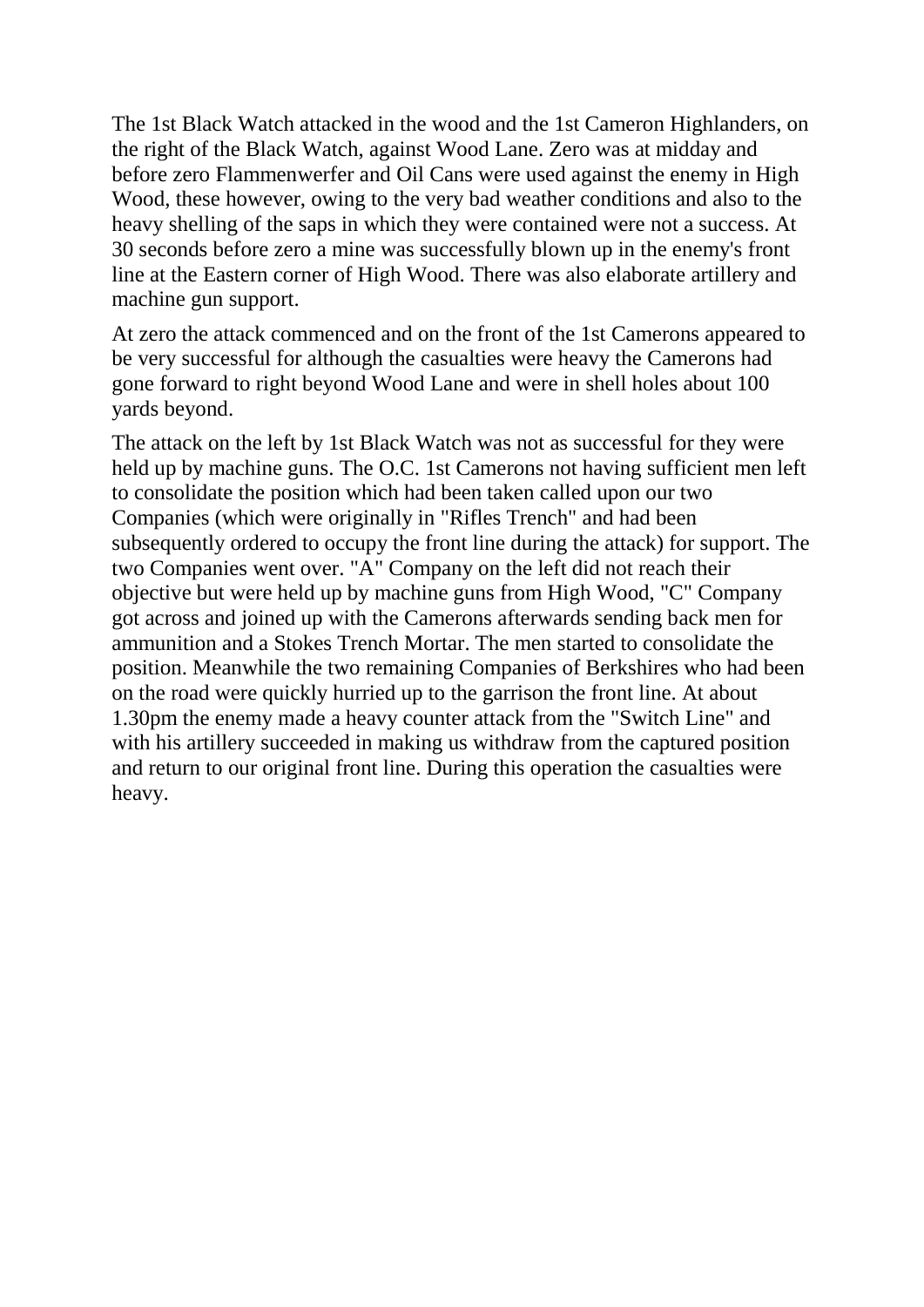The 1st Black Watch attacked in the wood and the 1st Cameron Highlanders, on the right of the Black Watch, against Wood Lane. Zero was at midday and before zero Flammenwerfer and Oil Cans were used against the enemy in High Wood, these however, owing to the very bad weather conditions and also to the heavy shelling of the saps in which they were contained were not a success. At 30 seconds before zero a mine was successfully blown up in the enemy's front line at the Eastern corner of High Wood. There was also elaborate artillery and machine gun support.

At zero the attack commenced and on the front of the 1st Camerons appeared to be very successful for although the casualties were heavy the Camerons had gone forward to right beyond Wood Lane and were in shell holes about 100 yards beyond.

The attack on the left by 1st Black Watch was not as successful for they were held up by machine guns. The O.C. 1st Camerons not having sufficient men left to consolidate the position which had been taken called upon our two Companies (which were originally in "Rifles Trench" and had been subsequently ordered to occupy the front line during the attack) for support. The two Companies went over. "A" Company on the left did not reach their objective but were held up by machine guns from High Wood, "C" Company got across and joined up with the Camerons afterwards sending back men for ammunition and a Stokes Trench Mortar. The men started to consolidate the position. Meanwhile the two remaining Companies of Berkshires who had been on the road were quickly hurried up to the garrison the front line. At about 1.30pm the enemy made a heavy counter attack from the "Switch Line" and with his artillery succeeded in making us withdraw from the captured position and return to our original front line. During this operation the casualties were heavy.